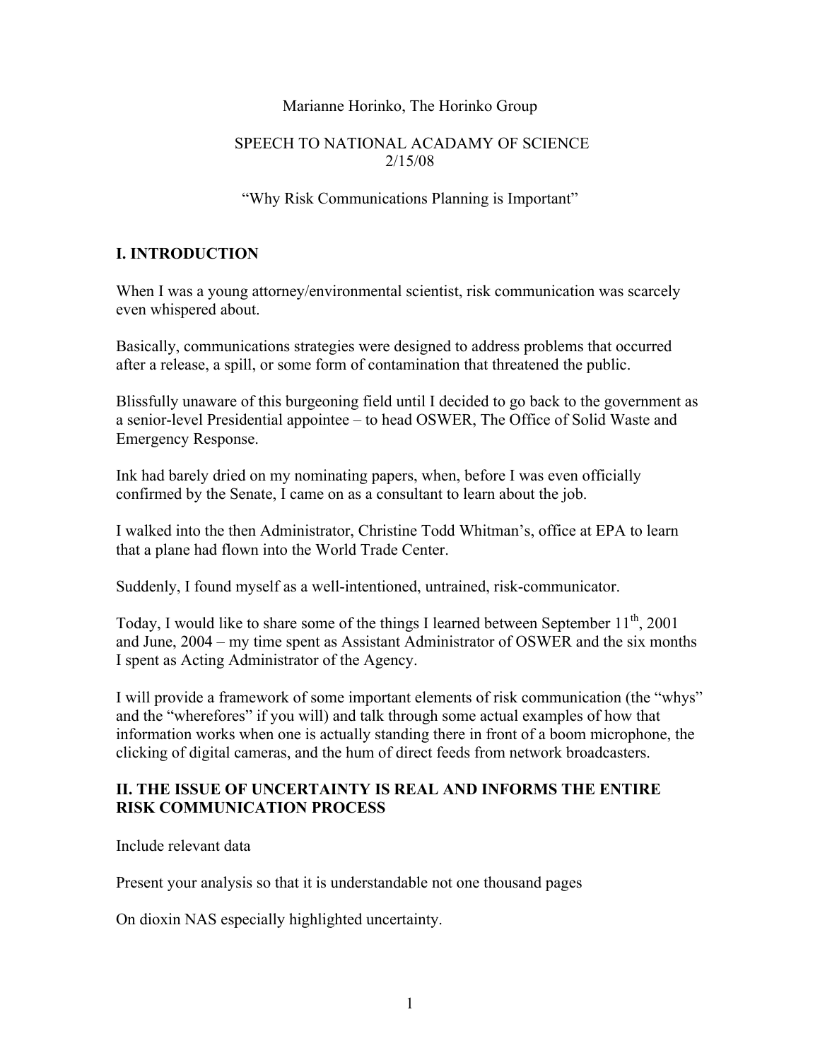Marianne Horinko, The Horinko Group

SPEECH TO NATIONAL ACADAMY OF SCIENCE
2/15/08

"Why Risk Communications Planning is Important"

## I. INTRODUCTION

When I was a young attorney/environmental scientist, risk communication was scarcely even whispered about.

Basically, communications strategies were designed to address problems that occurred after a release, a spill, or some form of contamination that threatened the public.

Blissfully unaware of this burgeoning field until I decided to go back to the government as a senior-level Presidential appointee – to head OSWER, The Office of Solid Waste and Emergency Response.

Ink had barely dried on my nominating papers, when, before I was even officially confirmed by the Senate, I came on as a consultant to learn about the job.

I walked into the then Administrator, Christine Todd Whitman's, office at EPA to learn that a plane had flown into the World Trade Center.

Suddenly, I found myself as a well-intentioned, untrained, risk-communicator.

Today, I would like to share some of the things I learned between September 11th, 2001 and June, 2004 – my time spent as Assistant Administrator of OSWER and the six months I spent as Acting Administrator of the Agency.

I will provide a framework of some important elements of risk communication (the "whys" and the "wherefores" if you will) and talk through some actual examples of how that information works when one is actually standing there in front of a boom microphone, the clicking of digital cameras, and the hum of direct feeds from network broadcasters.

## II. THE ISSUE OF UNCERTAINTY IS REAL AND INFORMS THE ENTIRE RISK COMMUNICATION PROCESS

Include relevant data

Present your analysis so that it is understandable not one thousand pages

On dioxin NAS especially highlighted uncertainty.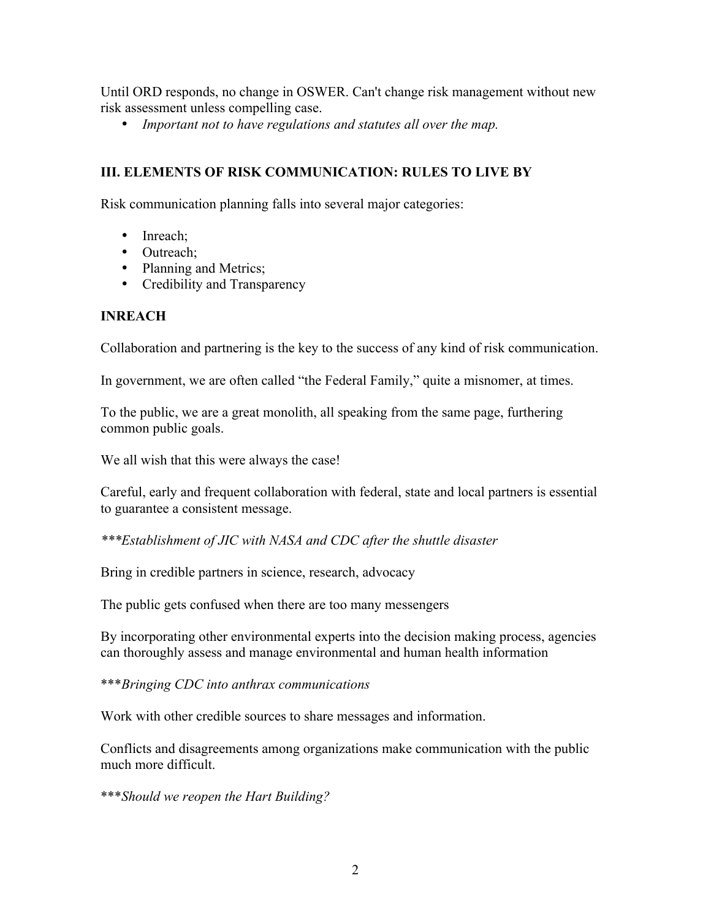Until ORD responds, no change in OSWER. Can't change risk management without new risk assessment unless compelling case.

- *Important not to have regulations and statutes all over the map.*

## III. ELEMENTS OF RISK COMMUNICATION: RULES TO LIVE BY

Risk communication planning falls into several major categories:

- Inreach;
- Outreach;
- Planning and Metrics;
- Credibility and Transparency

### INREACH

Collaboration and partnering is the key to the success of any kind of risk communication.

In government, we are often called "the Federal Family," quite a misnomer, at times.

To the public, we are a great monolith, all speaking from the same page, furthering common public goals.

We all wish that this were always the case!

Careful, early and frequent collaboration with federal, state and local partners is essential to guarantee a consistent message.

****Establishment of JIC with NASA and CDC after the shuttle disaster*

Bring in credible partners in science, research, advocacy

The public gets confused when there are too many messengers

By incorporating other environmental experts into the decision making process, agencies can thoroughly assess and manage environmental and human health information

****Bringing CDC into anthrax communications*

Work with other credible sources to share messages and information.

Conflicts and disagreements among organizations make communication with the public much more difficult.

****Should we reopen the Hart Building?*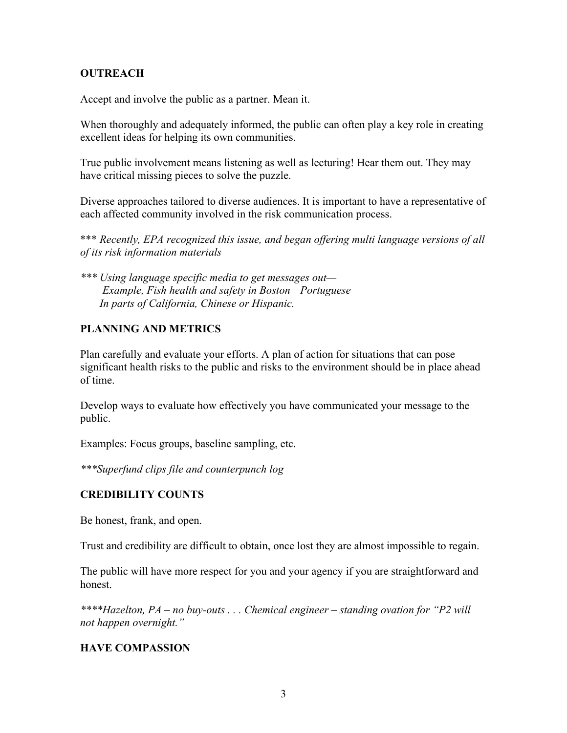**OUTREACH**

Accept and involve the public as a partner. Mean it.

When thoroughly and adequately informed, the public can often play a key role in creating excellent ideas for helping its own communities.

True public involvement means listening as well as lecturing! Hear them out. They may have critical missing pieces to solve the puzzle.

Diverse approaches tailored to diverse audiences. It is important to have a representative of each affected community involved in the risk communication process.

\*\*\* *Recently, EPA recognized this issue, and began offering multi language versions of all of its risk information materials*

*\*\*\* Using language specific media to get messages out—*
*Example, Fish health and safety in Boston—Portuguese*
*In parts of California, Chinese or Hispanic.*

**PLANNING AND METRICS**

Plan carefully and evaluate your efforts. A plan of action for situations that can pose significant health risks to the public and risks to the environment should be in place ahead of time.

Develop ways to evaluate how effectively you have communicated your message to the public.

Examples: Focus groups, baseline sampling, etc.

*\*\*\*Superfund clips file and counterpunch log*

**CREDIBILITY COUNTS**

Be honest, frank, and open.

Trust and credibility are difficult to obtain, once lost they are almost impossible to regain.

The public will have more respect for you and your agency if you are straightforward and honest.

*\*\*\*\*Hazelton, PA – no buy-outs . . . Chemical engineer – standing ovation for "P2 will not happen overnight."*

**HAVE COMPASSION**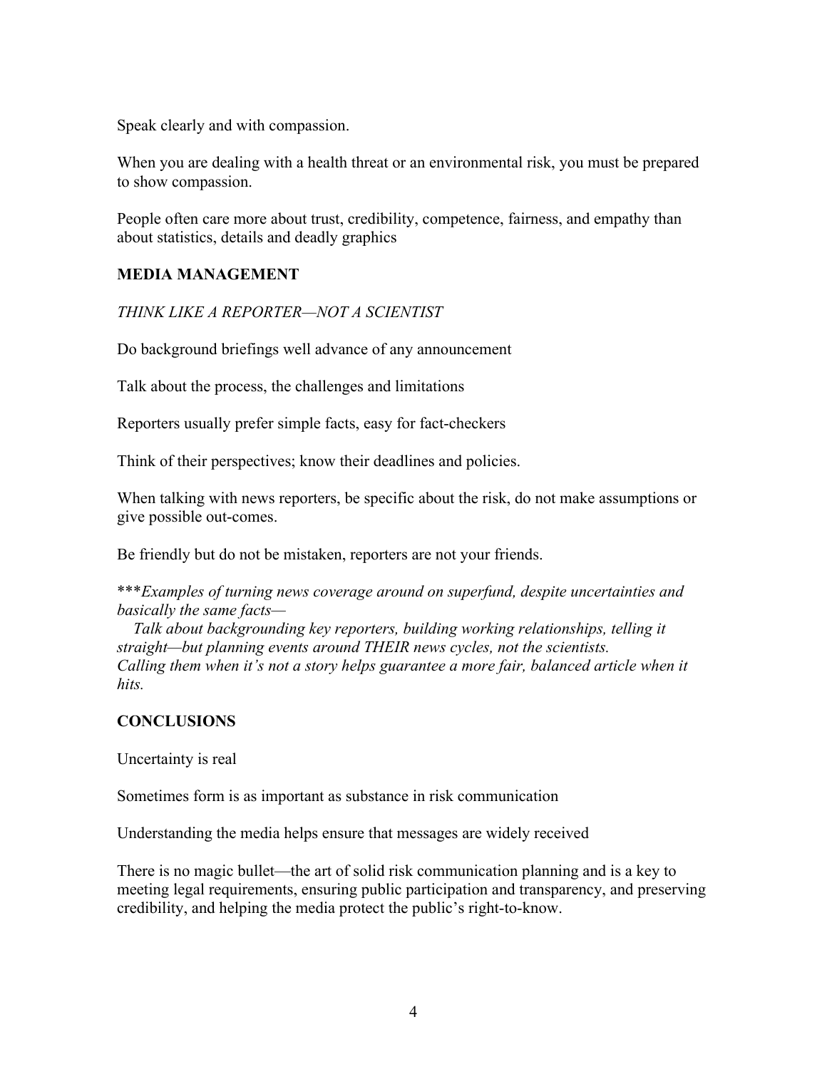Speak clearly and with compassion.

When you are dealing with a health threat or an environmental risk, you must be prepared to show compassion.

People often care more about trust, credibility, competence, fairness, and empathy than about statistics, details and deadly graphics

## MEDIA MANAGEMENT

*THINK LIKE A REPORTER—NOT A SCIENTIST*

Do background briefings well advance of any announcement

Talk about the process, the challenges and limitations

Reporters usually prefer simple facts, easy for fact-checkers

Think of their perspectives; know their deadlines and policies.

When talking with news reporters, be specific about the risk, do not make assumptions or give possible out-comes.

Be friendly but do not be mistaken, reporters are not your friends.

\*\*\**Examples of turning news coverage around on superfund, despite uncertainties and basically the same facts—*
*Talk about backgrounding key reporters, building working relationships, telling it straight—but planning events around THEIR news cycles, not the scientists. Calling them when it's not a story helps guarantee a more fair, balanced article when it hits.*

## CONCLUSIONS

Uncertainty is real

Sometimes form is as important as substance in risk communication

Understanding the media helps ensure that messages are widely received

There is no magic bullet—the art of solid risk communication planning and is a key to meeting legal requirements, ensuring public participation and transparency, and preserving credibility, and helping the media protect the public's right-to-know.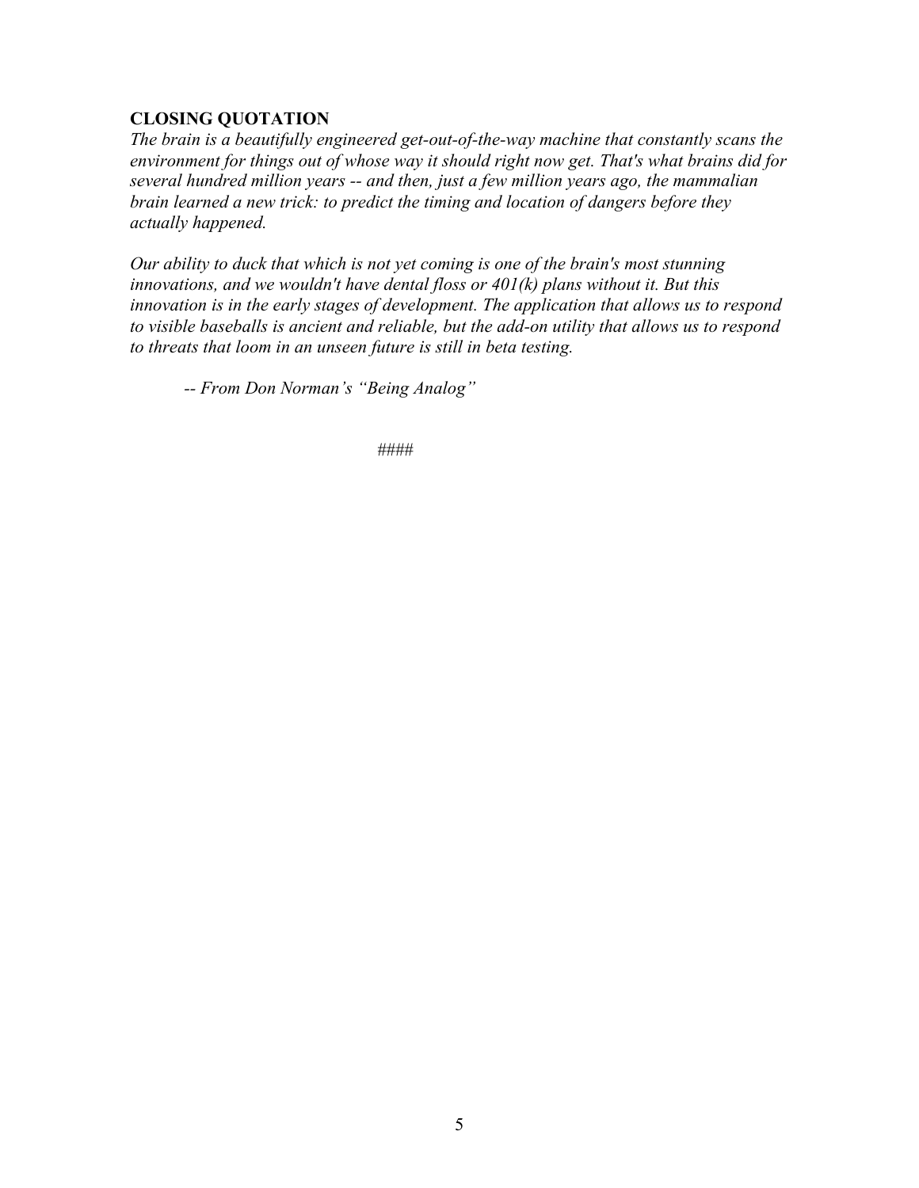**CLOSING QUOTATION**

*The brain is a beautifully engineered get-out-of-the-way machine that constantly scans the environment for things out of whose way it should right now get. That's what brains did for several hundred million years -- and then, just a few million years ago, the mammalian brain learned a new trick: to predict the timing and location of dangers before they actually happened.*

*Our ability to duck that which is not yet coming is one of the brain's most stunning innovations, and we wouldn't have dental floss or 401(k) plans without it. But this innovation is in the early stages of development. The application that allows us to respond to visible baseballs is ancient and reliable, but the add-on utility that allows us to respond to threats that loom in an unseen future is still in beta testing.*

*-- From Don Norman's "Being Analog"*

####